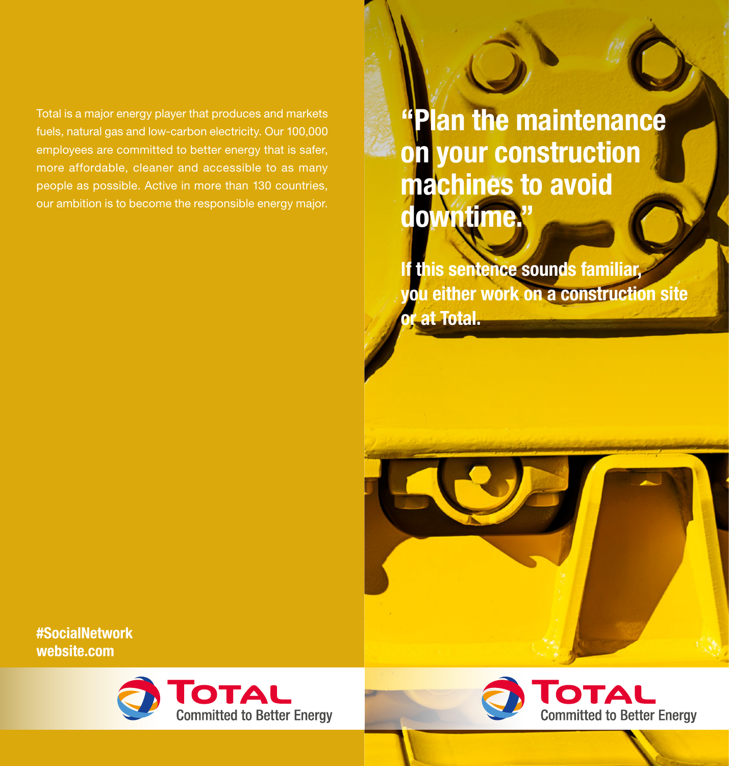Total is a major energy player that produces and markets fuels, natural gas and low-carbon electricity. Our 100,000 employees are committed to better energy that is safer, more affordable, cleaner and accessible to as many people as possible. Active in more than 130 countries, our ambition is to become the responsible energy major.

**#SocialNetwork**
**website.com**

TOTAL
Committed to Better Energy

# "Plan the maintenance on your construction machines to avoid downtime."

**If this sentence sounds familiar, you either work on a construction site or at Total.**

TOTAL
Committed to Better Energy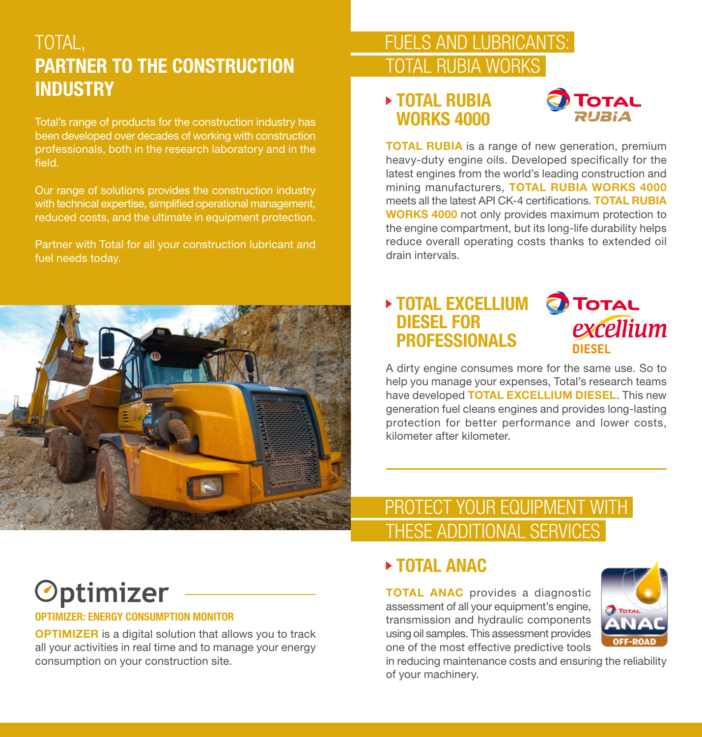# TOTAL, PARTNER TO THE CONSTRUCTION INDUSTRY

Total's range of products for the construction industry has been developed over decades of working with construction professionals, both in the research laboratory and in the field.

Our range of solutions provides the construction industry with technical expertise, simplified operational management, reduced costs, and the ultimate in equipment protection.

Partner with Total for all your construction lubricant and fuel needs today.

## Optimizer

### OPTIMIZER: ENERGY CONSUMPTION MONITOR

**OPTIMIZER** is a digital solution that allows you to track all your activities in real time and to manage your energy consumption on your construction site.

# FUELS AND LUBRICANTS: TOTAL RUBIA WORKS

### TOTAL RUBIA WORKS 4000

**TOTAL RUBIA** is a range of new generation, premium heavy-duty engine oils. Developed specifically for the latest engines from the world's leading construction and mining manufacturers, **TOTAL RUBIA WORKS 4000** meets all the latest API CK-4 certifications. **TOTAL RUBIA WORKS 4000** not only provides maximum protection to the engine compartment, but its long-life durability helps reduce overall operating costs thanks to extended oil drain intervals.

### TOTAL EXCELLIUM DIESEL FOR PROFESSIONALS

A dirty engine consumes more for the same use. So to help you manage your expenses, Total's research teams have developed **TOTAL EXCELLIUM DIESEL**. This new generation fuel cleans engines and provides long-lasting protection for better performance and lower costs, kilometer after kilometer.

# PROTECT YOUR EQUIPMENT WITH THESE ADDITIONAL SERVICES

### TOTAL ANAC

**TOTAL ANAC** provides a diagnostic assessment of all your equipment's engine, transmission and hydraulic components using oil samples. This assessment provides one of the most effective predictive tools in reducing maintenance costs and ensuring the reliability of your machinery.